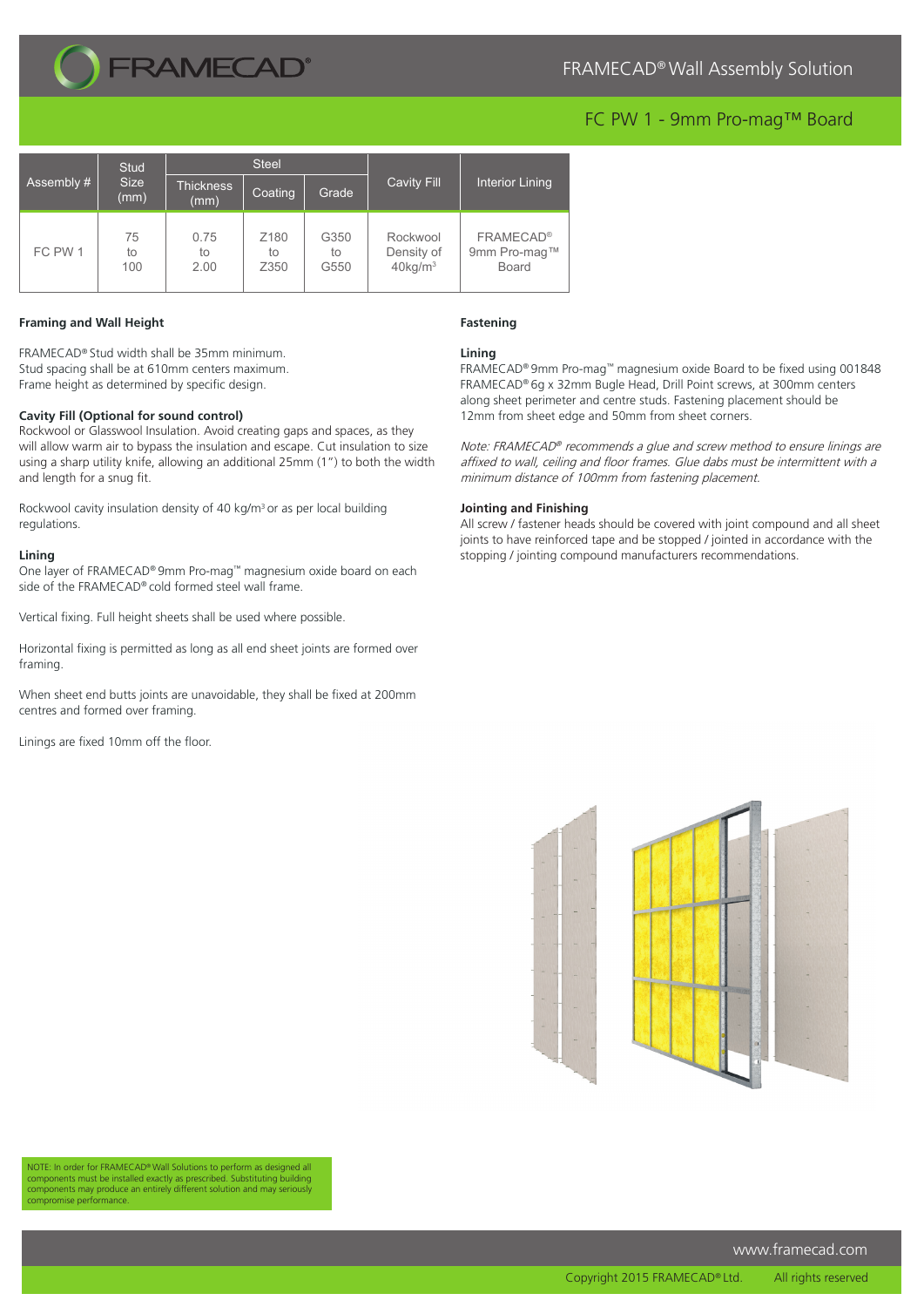# FRAMECAD® Wall Assembly Solution

## FC PW 1 - 9mm Pro-mag™ Board

| Assembly # | Stud Size (mm) | Steel | | | Cavity Fill | Interior Lining |
|---|---|---|---|---|---|---|
| | | Thickness (mm) | Coating | Grade | | |
| FC PW 1 | 75 to 100 | 0.75 to 2.00 | Z180 to Z350 | G350 to G550 | Rockwool Density of 40kg/m³ | FRAMECAD® 9mm Pro-mag™ Board |

### Framing and Wall Height

FRAMECAD® Stud width shall be 35mm minimum.
Stud spacing shall be at 610mm centers maximum.
Frame height as determined by specific design.

### Cavity Fill (Optional for sound control)

Rockwool or Glasswool Insulation. Avoid creating gaps and spaces, as they will allow warm air to bypass the insulation and escape. Cut insulation to size using a sharp utility knife, allowing an additional 25mm (1") to both the width and length for a snug fit.

Rockwool cavity insulation density of 40 kg/m³ or as per local building regulations.

### Lining

One layer of FRAMECAD® 9mm Pro-mag™ magnesium oxide board on each side of the FRAMECAD® cold formed steel wall frame.

Vertical fixing. Full height sheets shall be used where possible.

Horizontal fixing is permitted as long as all end sheet joints are formed over framing.

When sheet end butts joints are unavoidable, they shall be fixed at 200mm centres and formed over framing.

Linings are fixed 10mm off the floor.

### Fastening

#### Lining

FRAMECAD® 9mm Pro-mag™ magnesium oxide Board to be fixed using 001848 FRAMECAD® 6g x 32mm Bugle Head, Drill Point screws, at 300mm centers along sheet perimeter and centre studs. Fastening placement should be 12mm from sheet edge and 50mm from sheet corners.

*Note: FRAMECAD® recommends a glue and screw method to ensure linings are affixed to wall, ceiling and floor frames. Glue dabs must be intermittent with a minimum distance of 100mm from fastening placement.*

### Jointing and Finishing

All screw / fastener heads should be covered with joint compound and all sheet joints to have reinforced tape and be stopped / jointed in accordance with the stopping / jointing compound manufacturers recommendations.

NOTE: In order for FRAMECAD® Wall Solutions to perform as designed all components must be installed exactly as prescribed. Substituting building components may produce an entirely different solution and may seriously compromise performance.

www.framecad.com

Copyright 2015 FRAMECAD® Ltd. All rights reserved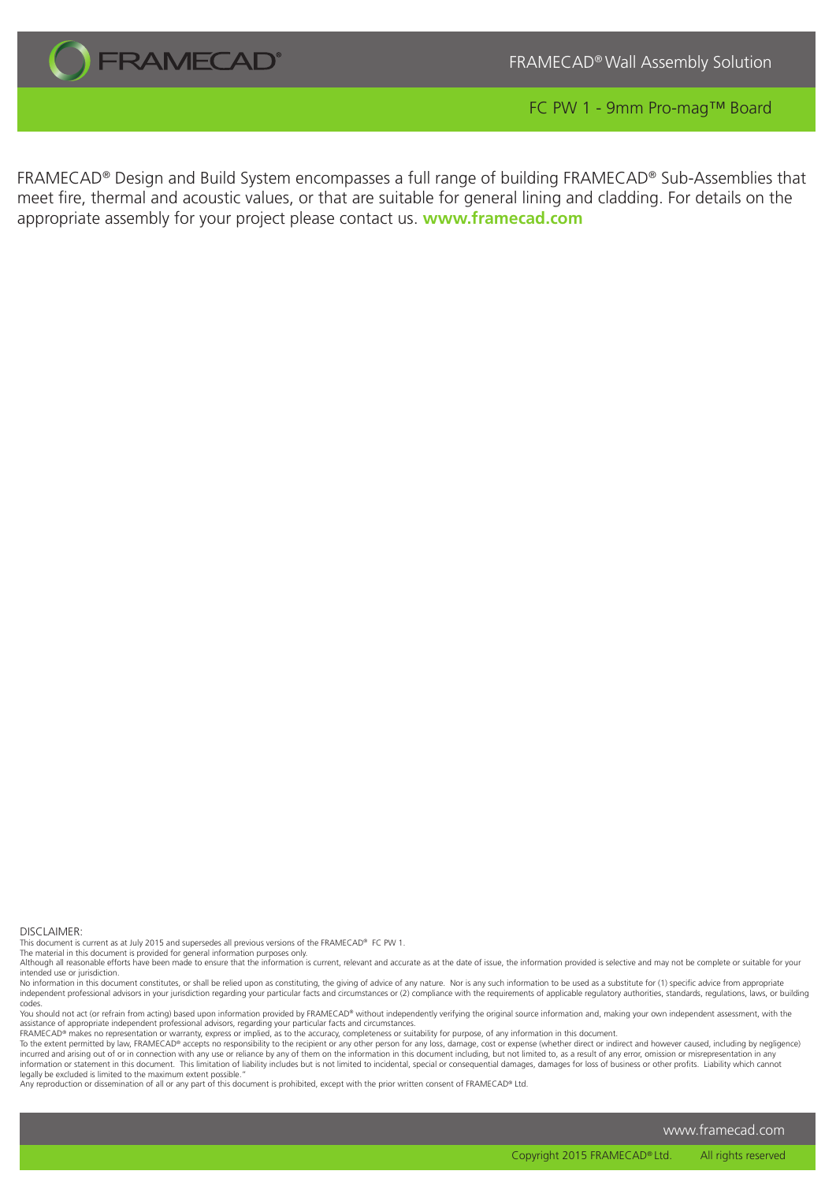FRAMECAD® Design and Build System encompasses a full range of building FRAMECAD® Sub-Assemblies that meet fire, thermal and acoustic values, or that are suitable for general lining and cladding. For details on the appropriate assembly for your project please contact us. **www.framecad.com**

DISCLAIMER:
This document is current as at July 2015 and supersedes all previous versions of the FRAMECAD® FC PW 1.
The material in this document is provided for general information purposes only.
Although all reasonable efforts have been made to ensure that the information is current, relevant and accurate as at the date of issue, the information provided is selective and may not be complete or suitable for your intended use or jurisdiction.
No information in this document constitutes, or shall be relied upon as constituting, the giving of advice of any nature. Nor is any such information to be used as a substitute for (1) specific advice from appropriate independent professional advisors in your jurisdiction regarding your particular facts and circumstances or (2) compliance with the requirements of applicable regulatory authorities, standards, regulations, laws, or building codes.
You should not act (or refrain from acting) based upon information provided by FRAMECAD® without independently verifying the original source information and, making your own independent assessment, with the assistance of appropriate independent professional advisors, regarding your particular facts and circumstances.
FRAMECAD® makes no representation or warranty, express or implied, as to the accuracy, completeness or suitability for purpose, of any information in this document.
To the extent permitted by law, FRAMECAD® accepts no responsibility to the recipient or any other person for any loss, damage, cost or expense (whether direct or indirect and however caused, including by negligence) incurred and arising out of or in connection with any use or reliance by any of them on the information in this document including, but not limited to, as a result of any error, omission or misrepresentation in any information or statement in this document. This limitation of liability includes but is not limited to incidental, special or consequential damages, damages for loss of business or other profits. Liability which cannot legally be excluded is limited to the maximum extent possible."
Any reproduction or dissemination of all or any part of this document is prohibited, except with the prior written consent of FRAMECAD® Ltd.